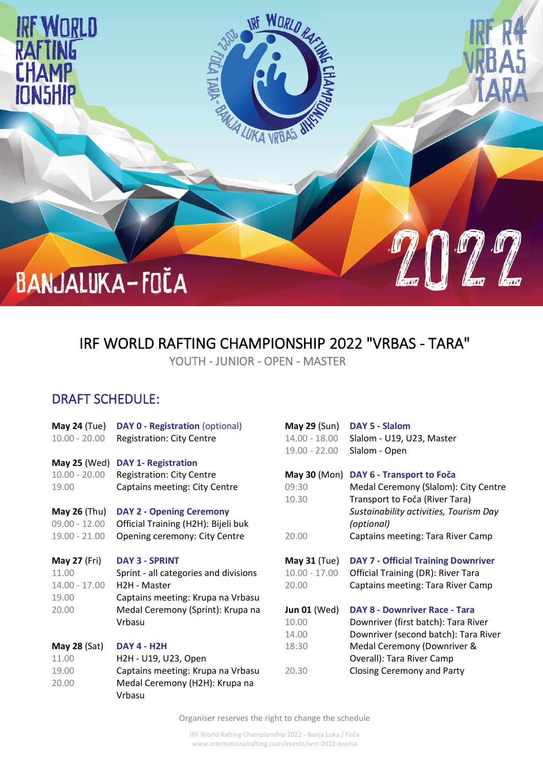IRF WORLD RAFTING CHAMPIONSHIP

IRF R4 VRBAS TARA

BANJALUKA-FOČA

2022

# IRF WORLD RAFTING CHAMPIONSHIP 2022 "VRBAS - TARA"

YOUTH - JUNIOR - OPEN - MASTER

## DRAFT SCHEDULE:

**May 24** (Tue) **DAY 0 - Registration** (optional)
10.00 - 20.00 Registration: City Centre

**May 25** (Wed) **DAY 1- Registration**
10.00 - 20.00 Registration: City Centre
19.00 Captains meeting: City Centre

**May 26** (Thu) **DAY 2 - Opening Ceremony**
09.00 - 12.00 Official Training (H2H): Bijeli buk
19.00 - 21.00 Opening ceremony: City Centre

**May 27** (Fri) **DAY 3 - SPRINT**
11.00 Sprint - all categories and divisions
14.00 - 17.00 H2H - Master
19.00 Captains meeting: Krupa na Vrbasu
20.00 Medal Ceremony (Sprint): Krupa na Vrbasu

**May 28** (Sat) **DAY 4 - H2H**
11.00 H2H - U19, U23, Open
19.00 Captains meeting: Krupa na Vrbasu
20.00 Medal Ceremony (H2H): Krupa na Vrbasu

**May 29** (Sun) **DAY 5 - Slalom**
14.00 - 18.00 Slalom - U19, U23, Master
19.00 - 22.00 Slalom - Open

**May 30** (Mon) **DAY 6 - Transport to Foča**
09:30 Medal Ceremony (Slalom): City Centre
10.30 Transport to Foča (River Tara)
*Sustainability activities, Tourism Day (optional)*
20.00 Captains meeting: Tara River Camp

**May 31** (Tue) **DAY 7 - Official Training Downriver**
10.00 - 17.00 Official Training (DR): River Tara
20.00 Captains meeting: Tara River Camp

**Jun 01** (Wed) **DAY 8 - Downriver Race - Tara**
10.00 Downriver (first batch): Tara River
14.00 Downriver (second batch): Tara River
18:30 Medal Ceremony (Downriver & Overall): Tara River Camp
20.30 Closing Ceremony and Party

Organiser reserves the right to change the schedule

IRF World Rafting Championship 2022 - Banja Luka / Foča
www.internationalrafting.com/events/wrc-2022-bosnia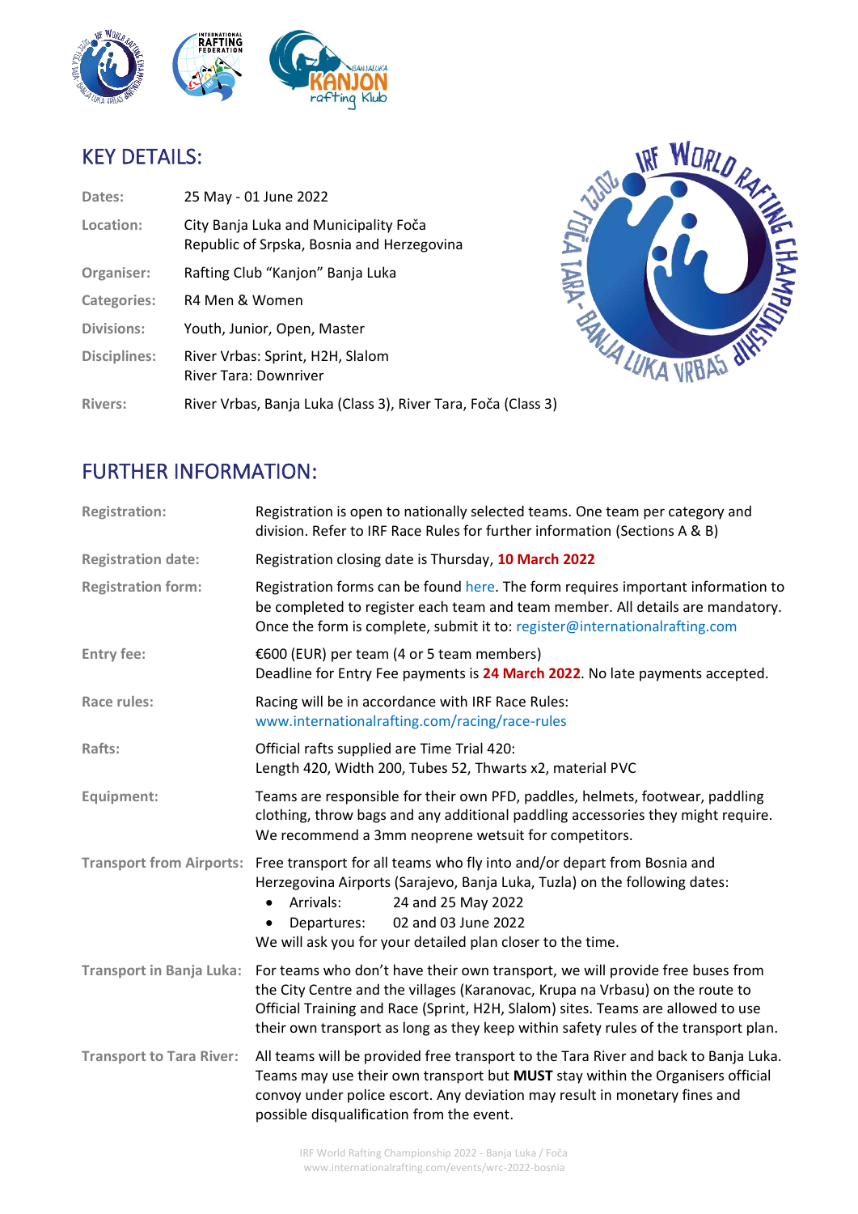## KEY DETAILS:

| | |
|---|---|
| **Dates:** | 25 May - 01 June 2022 |
| **Location:** | City Banja Luka and Municipality Foča<br>Republic of Srpska, Bosnia and Herzegovina |
| **Organiser:** | Rafting Club "Kanjon" Banja Luka |
| **Categories:** | R4 Men & Women |
| **Divisions:** | Youth, Junior, Open, Master |
| **Disciplines:** | River Vrbas: Sprint, H2H, Slalom<br>River Tara: Downriver |
| **Rivers:** | River Vrbas, Banja Luka (Class 3), River Tara, Foča (Class 3) |

## FURTHER INFORMATION:

| | |
|---|---|
| **Registration:** | Registration is open to nationally selected teams. One team per category and division. Refer to IRF Race Rules for further information (Sections A & B) |
| **Registration date:** | Registration closing date is Thursday, **10 March 2022** |
| **Registration form:** | Registration forms can be found here. The form requires important information to be completed to register each team and team member. All details are mandatory. Once the form is complete, submit it to: register@internationalrafting.com |
| **Entry fee:** | €600 (EUR) per team (4 or 5 team members)<br>Deadline for Entry Fee payments is **24 March 2022**. No late payments accepted. |
| **Race rules:** | Racing will be in accordance with IRF Race Rules:<br>www.internationalrafting.com/racing/race-rules |
| **Rafts:** | Official rafts supplied are Time Trial 420:<br>Length 420, Width 200, Tubes 52, Thwarts x2, material PVC |
| **Equipment:** | Teams are responsible for their own PFD, paddles, helmets, footwear, paddling clothing, throw bags and any additional paddling accessories they might require. We recommend a 3mm neoprene wetsuit for competitors. |
| **Transport from Airports:** | Free transport for all teams who fly into and/or depart from Bosnia and Herzegovina Airports (Sarajevo, Banja Luka, Tuzla) on the following dates:<br>• Arrivals: 24 and 25 May 2022<br>• Departures: 02 and 03 June 2022<br>We will ask you for your detailed plan closer to the time. |
| **Transport in Banja Luka:** | For teams who don't have their own transport, we will provide free buses from the City Centre and the villages (Karanovac, Krupa na Vrbasu) on the route to Official Training and Race (Sprint, H2H, Slalom) sites. Teams are allowed to use their own transport as long as they keep within safety rules of the transport plan. |
| **Transport to Tara River:** | All teams will be provided free transport to the Tara River and back to Banja Luka. Teams may use their own transport but **MUST** stay within the Organisers official convoy under police escort. Any deviation may result in monetary fines and possible disqualification from the event. |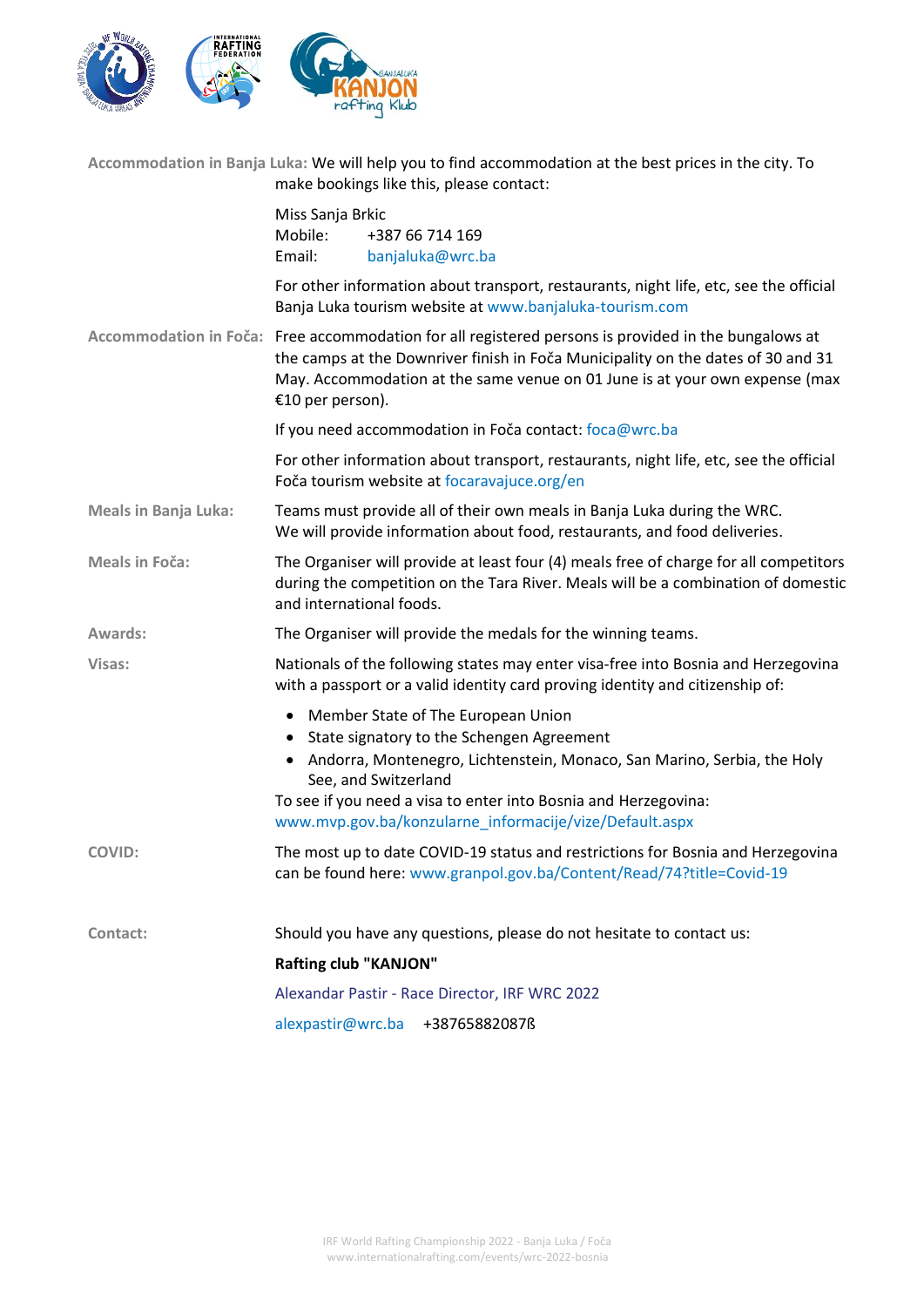**Accommodation in Banja Luka:** We will help you to find accommodation at the best prices in the city. To make bookings like this, please contact:

Miss Sanja Brkic
Mobile: +387 66 714 169
Email: banjaluka@wrc.ba

For other information about transport, restaurants, night life, etc, see the official Banja Luka tourism website at www.banjaluka-tourism.com

**Accommodation in Foča:** Free accommodation for all registered persons is provided in the bungalows at the camps at the Downriver finish in Foča Municipality on the dates of 30 and 31 May. Accommodation at the same venue on 01 June is at your own expense (max €10 per person).

If you need accommodation in Foča contact: foca@wrc.ba

For other information about transport, restaurants, night life, etc, see the official Foča tourism website at focaravajuce.org/en

**Meals in Banja Luka:** Teams must provide all of their own meals in Banja Luka during the WRC. We will provide information about food, restaurants, and food deliveries.

**Meals in Foča:** The Organiser will provide at least four (4) meals free of charge for all competitors during the competition on the Tara River. Meals will be a combination of domestic and international foods.

**Awards:** The Organiser will provide the medals for the winning teams.

**Visas:** Nationals of the following states may enter visa-free into Bosnia and Herzegovina with a passport or a valid identity card proving identity and citizenship of:

- Member State of The European Union
- State signatory to the Schengen Agreement
- Andorra, Montenegro, Lichtenstein, Monaco, San Marino, Serbia, the Holy See, and Switzerland

To see if you need a visa to enter into Bosnia and Herzegovina: www.mvp.gov.ba/konzularne_informacije/vize/Default.aspx

**COVID:** The most up to date COVID-19 status and restrictions for Bosnia and Herzegovina can be found here: www.granpol.gov.ba/Content/Read/74?title=Covid-19

**Contact:** Should you have any questions, please do not hesitate to contact us:

**Rafting club "KANJON"**

Alexandar Pastir - Race Director, IRF WRC 2022

alexpastir@wrc.ba +38765882087ß